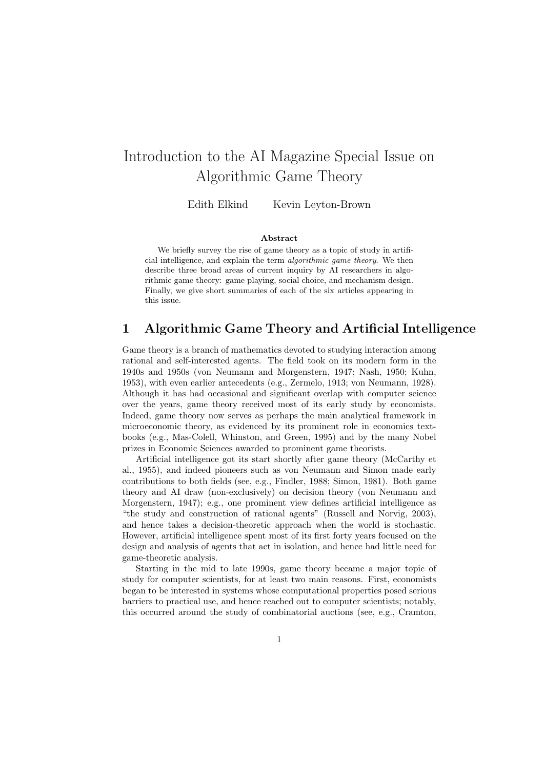# Introduction to the AI Magazine Special Issue on Algorithmic Game Theory

Edith Elkind  Kevin Leyton-Brown

**Abstract**

We briefly survey the rise of game theory as a topic of study in artificial intelligence, and explain the term *algorithmic game theory*. We then describe three broad areas of current inquiry by AI researchers in algorithmic game theory: game playing, social choice, and mechanism design. Finally, we give short summaries of each of the six articles appearing in this issue.

## 1 Algorithmic Game Theory and Artificial Intelligence

Game theory is a branch of mathematics devoted to studying interaction among rational and self-interested agents. The field took on its modern form in the 1940s and 1950s (von Neumann and Morgenstern, 1947; Nash, 1950; Kuhn, 1953), with even earlier antecedents (e.g., Zermelo, 1913; von Neumann, 1928). Although it has had occasional and significant overlap with computer science over the years, game theory received most of its early study by economists. Indeed, game theory now serves as perhaps the main analytical framework in microeconomic theory, as evidenced by its prominent role in economics textbooks (e.g., Mas-Colell, Whinston, and Green, 1995) and by the many Nobel prizes in Economic Sciences awarded to prominent game theorists.

Artificial intelligence got its start shortly after game theory (McCarthy et al., 1955), and indeed pioneers such as von Neumann and Simon made early contributions to both fields (see, e.g., Findler, 1988; Simon, 1981). Both game theory and AI draw (non-exclusively) on decision theory (von Neumann and Morgenstern, 1947); e.g., one prominent view defines artificial intelligence as "the study and construction of rational agents" (Russell and Norvig, 2003), and hence takes a decision-theoretic approach when the world is stochastic. However, artificial intelligence spent most of its first forty years focused on the design and analysis of agents that act in isolation, and hence had little need for game-theoretic analysis.

Starting in the mid to late 1990s, game theory became a major topic of study for computer scientists, for at least two main reasons. First, economists began to be interested in systems whose computational properties posed serious barriers to practical use, and hence reached out to computer scientists; notably, this occurred around the study of combinatorial auctions (see, e.g., Cramton,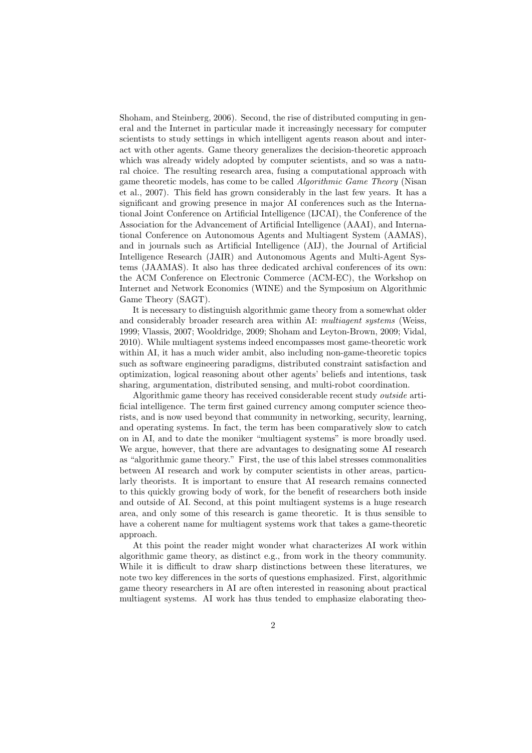Shoham, and Steinberg, 2006). Second, the rise of distributed computing in general and the Internet in particular made it increasingly necessary for computer scientists to study settings in which intelligent agents reason about and interact with other agents. Game theory generalizes the decision-theoretic approach which was already widely adopted by computer scientists, and so was a natural choice. The resulting research area, fusing a computational approach with game theoretic models, has come to be called *Algorithmic Game Theory* (Nisan et al., 2007). This field has grown considerably in the last few years. It has a significant and growing presence in major AI conferences such as the International Joint Conference on Artificial Intelligence (IJCAI), the Conference of the Association for the Advancement of Artificial Intelligence (AAAI), and International Conference on Autonomous Agents and Multiagent System (AAMAS), and in journals such as Artificial Intelligence (AIJ), the Journal of Artificial Intelligence Research (JAIR) and Autonomous Agents and Multi-Agent Systems (JAAMAS). It also has three dedicated archival conferences of its own: the ACM Conference on Electronic Commerce (ACM-EC), the Workshop on Internet and Network Economics (WINE) and the Symposium on Algorithmic Game Theory (SAGT).

It is necessary to distinguish algorithmic game theory from a somewhat older and considerably broader research area within AI: *multiagent systems* (Weiss, 1999; Vlassis, 2007; Wooldridge, 2009; Shoham and Leyton-Brown, 2009; Vidal, 2010). While multiagent systems indeed encompasses most game-theoretic work within AI, it has a much wider ambit, also including non-game-theoretic topics such as software engineering paradigms, distributed constraint satisfaction and optimization, logical reasoning about other agents' beliefs and intentions, task sharing, argumentation, distributed sensing, and multi-robot coordination.

Algorithmic game theory has received considerable recent study *outside* artificial intelligence. The term first gained currency among computer science theorists, and is now used beyond that community in networking, security, learning, and operating systems. In fact, the term has been comparatively slow to catch on in AI, and to date the moniker "multiagent systems" is more broadly used. We argue, however, that there are advantages to designating some AI research as "algorithmic game theory." First, the use of this label stresses commonalities between AI research and work by computer scientists in other areas, particularly theorists. It is important to ensure that AI research remains connected to this quickly growing body of work, for the benefit of researchers both inside and outside of AI. Second, at this point multiagent systems is a huge research area, and only some of this research is game theoretic. It is thus sensible to have a coherent name for multiagent systems work that takes a game-theoretic approach.

At this point the reader might wonder what characterizes AI work within algorithmic game theory, as distinct e.g., from work in the theory community. While it is difficult to draw sharp distinctions between these literatures, we note two key differences in the sorts of questions emphasized. First, algorithmic game theory researchers in AI are often interested in reasoning about practical multiagent systems. AI work has thus tended to emphasize elaborating theo-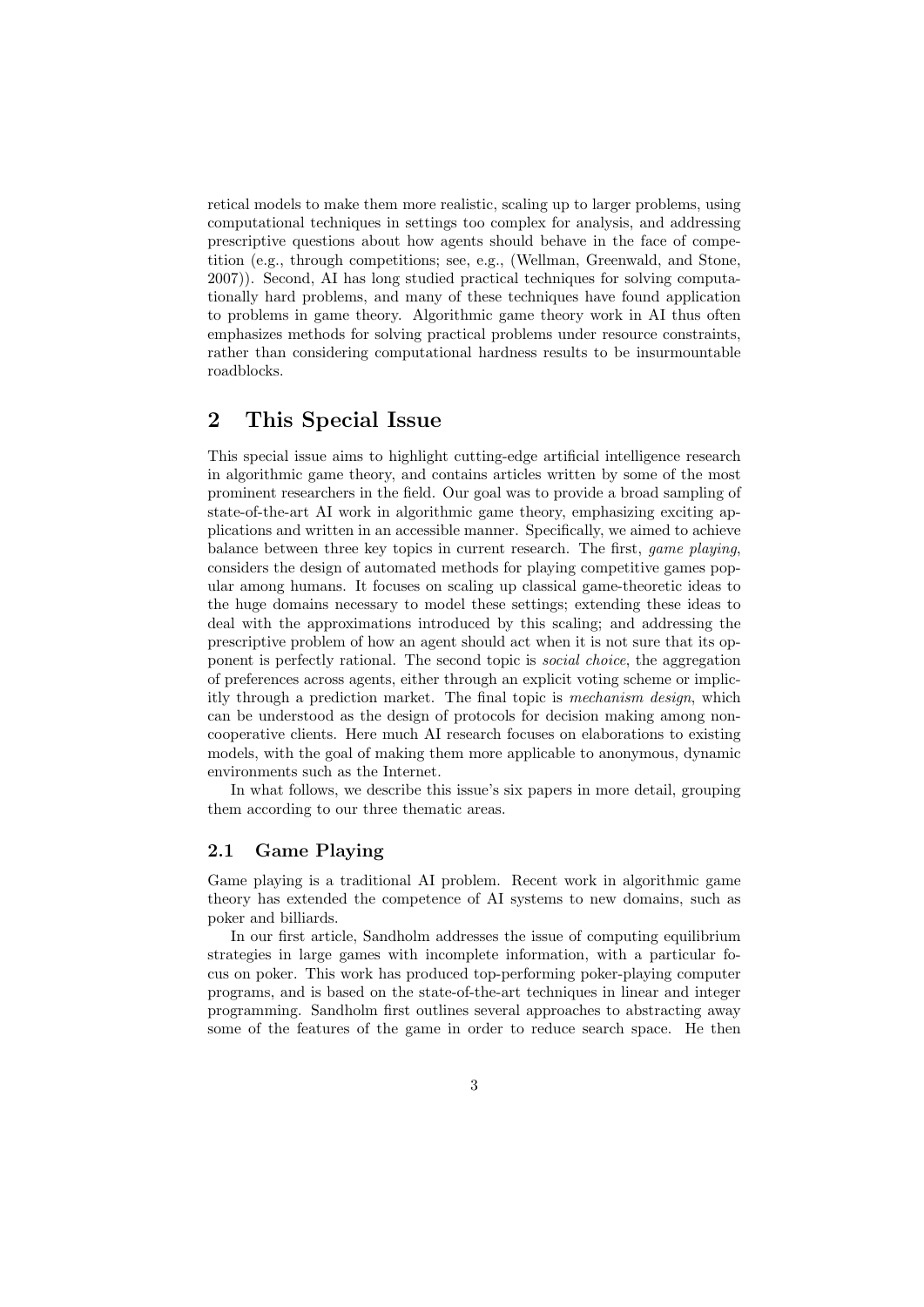retical models to make them more realistic, scaling up to larger problems, using computational techniques in settings too complex for analysis, and addressing prescriptive questions about how agents should behave in the face of competition (e.g., through competitions; see, e.g., (Wellman, Greenwald, and Stone, 2007)). Second, AI has long studied practical techniques for solving computationally hard problems, and many of these techniques have found application to problems in game theory. Algorithmic game theory work in AI thus often emphasizes methods for solving practical problems under resource constraints, rather than considering computational hardness results to be insurmountable roadblocks.

## 2 This Special Issue

This special issue aims to highlight cutting-edge artificial intelligence research in algorithmic game theory, and contains articles written by some of the most prominent researchers in the field. Our goal was to provide a broad sampling of state-of-the-art AI work in algorithmic game theory, emphasizing exciting applications and written in an accessible manner. Specifically, we aimed to achieve balance between three key topics in current research. The first, *game playing*, considers the design of automated methods for playing competitive games popular among humans. It focuses on scaling up classical game-theoretic ideas to the huge domains necessary to model these settings; extending these ideas to deal with the approximations introduced by this scaling; and addressing the prescriptive problem of how an agent should act when it is not sure that its opponent is perfectly rational. The second topic is *social choice*, the aggregation of preferences across agents, either through an explicit voting scheme or implicitly through a prediction market. The final topic is *mechanism design*, which can be understood as the design of protocols for decision making among noncooperative clients. Here much AI research focuses on elaborations to existing models, with the goal of making them more applicable to anonymous, dynamic environments such as the Internet.

In what follows, we describe this issue's six papers in more detail, grouping them according to our three thematic areas.

### 2.1 Game Playing

Game playing is a traditional AI problem. Recent work in algorithmic game theory has extended the competence of AI systems to new domains, such as poker and billiards.

In our first article, Sandholm addresses the issue of computing equilibrium strategies in large games with incomplete information, with a particular focus on poker. This work has produced top-performing poker-playing computer programs, and is based on the state-of-the-art techniques in linear and integer programming. Sandholm first outlines several approaches to abstracting away some of the features of the game in order to reduce search space. He then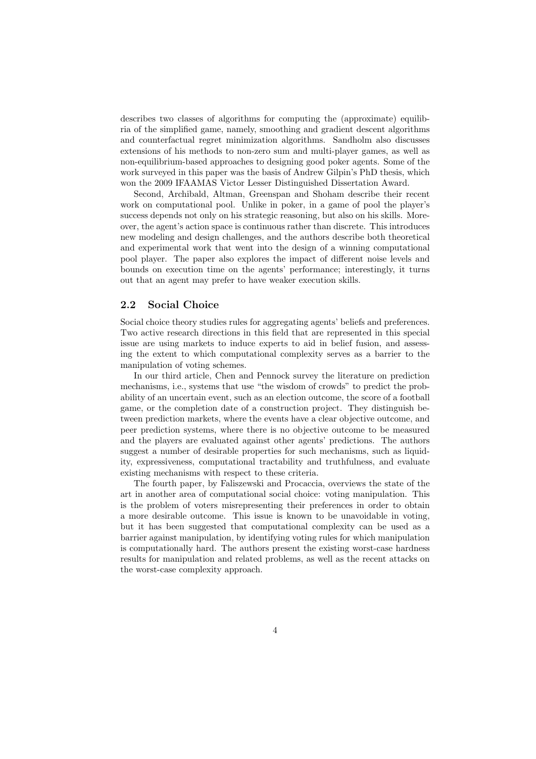describes two classes of algorithms for computing the (approximate) equilibria of the simplified game, namely, smoothing and gradient descent algorithms and counterfactual regret minimization algorithms. Sandholm also discusses extensions of his methods to non-zero sum and multi-player games, as well as non-equilibrium-based approaches to designing good poker agents. Some of the work surveyed in this paper was the basis of Andrew Gilpin's PhD thesis, which won the 2009 IFAAMAS Victor Lesser Distinguished Dissertation Award.

Second, Archibald, Altman, Greenspan and Shoham describe their recent work on computational pool. Unlike in poker, in a game of pool the player's success depends not only on his strategic reasoning, but also on his skills. Moreover, the agent's action space is continuous rather than discrete. This introduces new modeling and design challenges, and the authors describe both theoretical and experimental work that went into the design of a winning computational pool player. The paper also explores the impact of different noise levels and bounds on execution time on the agents' performance; interestingly, it turns out that an agent may prefer to have weaker execution skills.

## 2.2 Social Choice

Social choice theory studies rules for aggregating agents' beliefs and preferences. Two active research directions in this field that are represented in this special issue are using markets to induce experts to aid in belief fusion, and assessing the extent to which computational complexity serves as a barrier to the manipulation of voting schemes.

In our third article, Chen and Pennock survey the literature on prediction mechanisms, i.e., systems that use "the wisdom of crowds" to predict the probability of an uncertain event, such as an election outcome, the score of a football game, or the completion date of a construction project. They distinguish between prediction markets, where the events have a clear objective outcome, and peer prediction systems, where there is no objective outcome to be measured and the players are evaluated against other agents' predictions. The authors suggest a number of desirable properties for such mechanisms, such as liquidity, expressiveness, computational tractability and truthfulness, and evaluate existing mechanisms with respect to these criteria.

The fourth paper, by Faliszewski and Procaccia, overviews the state of the art in another area of computational social choice: voting manipulation. This is the problem of voters misrepresenting their preferences in order to obtain a more desirable outcome. This issue is known to be unavoidable in voting, but it has been suggested that computational complexity can be used as a barrier against manipulation, by identifying voting rules for which manipulation is computationally hard. The authors present the existing worst-case hardness results for manipulation and related problems, as well as the recent attacks on the worst-case complexity approach.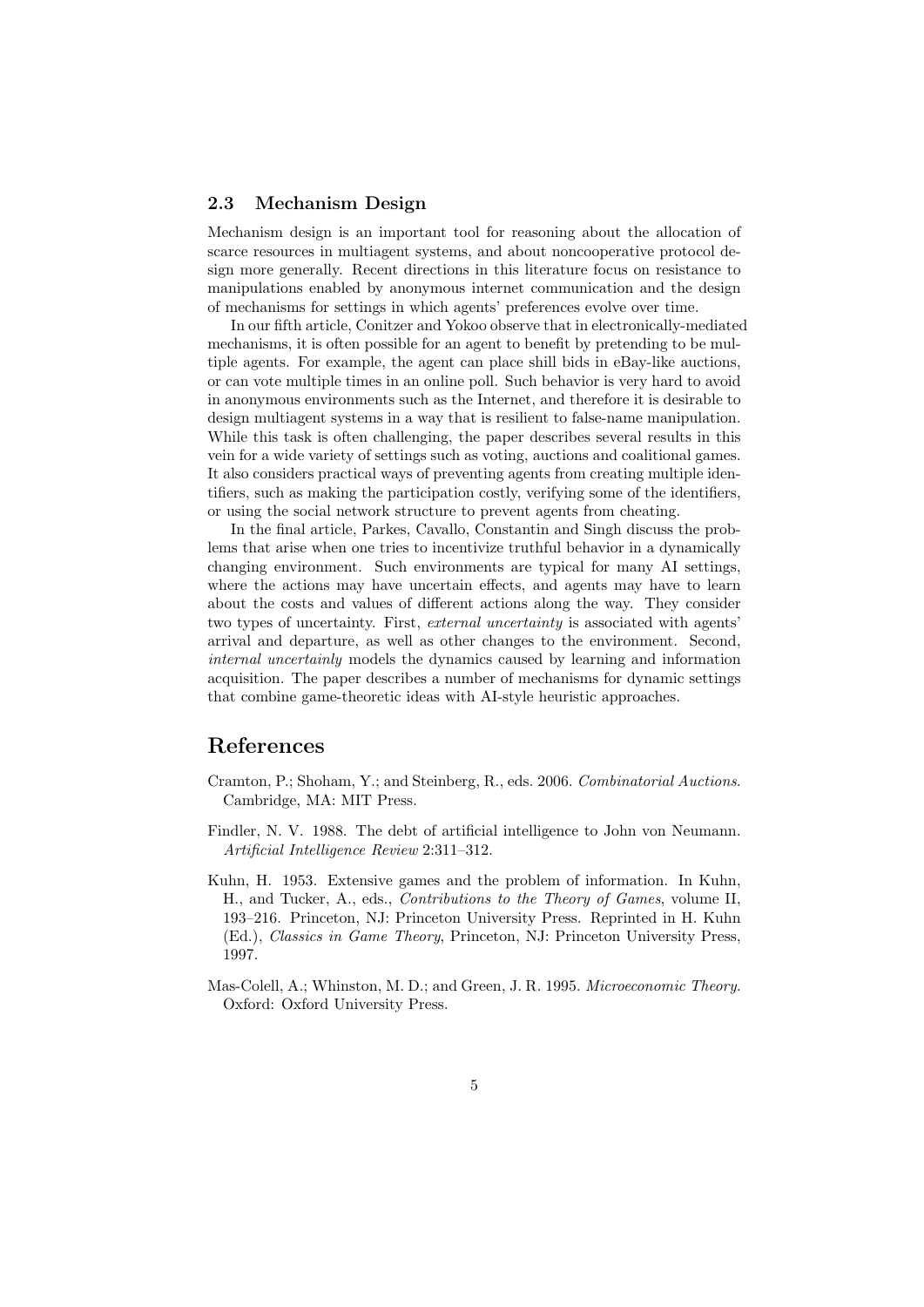### 2.3 Mechanism Design

Mechanism design is an important tool for reasoning about the allocation of scarce resources in multiagent systems, and about noncooperative protocol design more generally. Recent directions in this literature focus on resistance to manipulations enabled by anonymous internet communication and the design of mechanisms for settings in which agents' preferences evolve over time.

In our fifth article, Conitzer and Yokoo observe that in electronically-mediated mechanisms, it is often possible for an agent to benefit by pretending to be multiple agents. For example, the agent can place shill bids in eBay-like auctions, or can vote multiple times in an online poll. Such behavior is very hard to avoid in anonymous environments such as the Internet, and therefore it is desirable to design multiagent systems in a way that is resilient to false-name manipulation. While this task is often challenging, the paper describes several results in this vein for a wide variety of settings such as voting, auctions and coalitional games. It also considers practical ways of preventing agents from creating multiple identifiers, such as making the participation costly, verifying some of the identifiers, or using the social network structure to prevent agents from cheating.

In the final article, Parkes, Cavallo, Constantin and Singh discuss the problems that arise when one tries to incentivize truthful behavior in a dynamically changing environment. Such environments are typical for many AI settings, where the actions may have uncertain effects, and agents may have to learn about the costs and values of different actions along the way. They consider two types of uncertainty. First, *external uncertainty* is associated with agents' arrival and departure, as well as other changes to the environment. Second, *internal uncertainly* models the dynamics caused by learning and information acquisition. The paper describes a number of mechanisms for dynamic settings that combine game-theoretic ideas with AI-style heuristic approaches.

## References

Cramton, P.; Shoham, Y.; and Steinberg, R., eds. 2006. *Combinatorial Auctions*. Cambridge, MA: MIT Press.

Findler, N. V. 1988. The debt of artificial intelligence to John von Neumann. *Artificial Intelligence Review* 2:311–312.

Kuhn, H. 1953. Extensive games and the problem of information. In Kuhn, H., and Tucker, A., eds., *Contributions to the Theory of Games*, volume II, 193–216. Princeton, NJ: Princeton University Press. Reprinted in H. Kuhn (Ed.), *Classics in Game Theory*, Princeton, NJ: Princeton University Press, 1997.

Mas-Colell, A.; Whinston, M. D.; and Green, J. R. 1995. *Microeconomic Theory*. Oxford: Oxford University Press.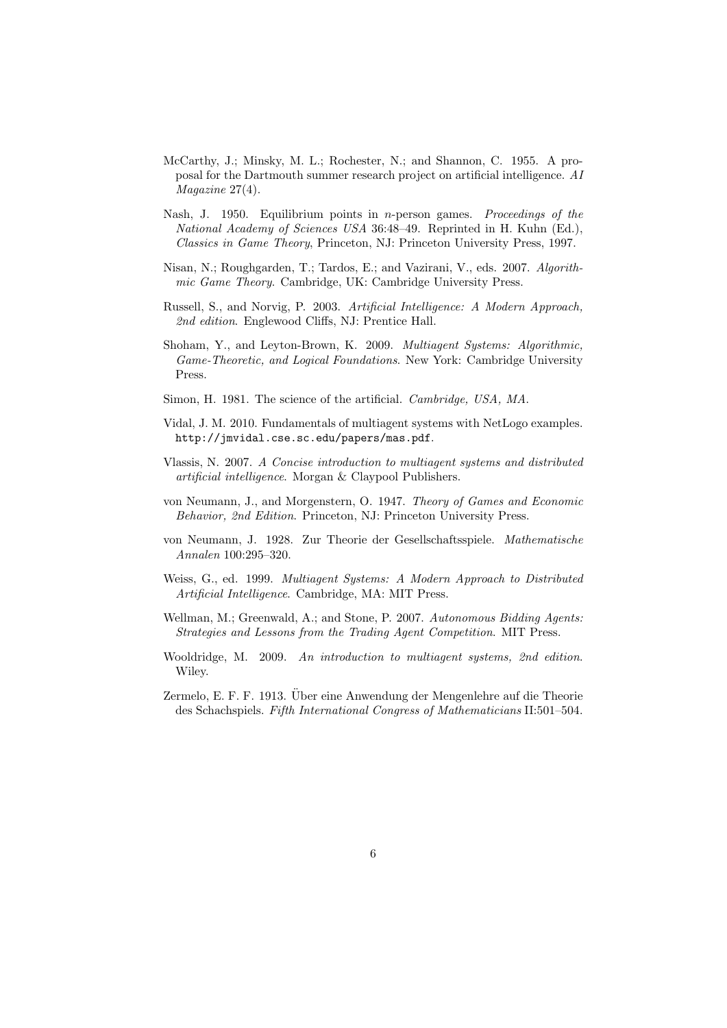McCarthy, J.; Minsky, M. L.; Rochester, N.; and Shannon, C. 1955. A proposal for the Dartmouth summer research project on artificial intelligence. *AI Magazine* 27(4).

Nash, J. 1950. Equilibrium points in $n$-person games. *Proceedings of the National Academy of Sciences USA* 36:48–49. Reprinted in H. Kuhn (Ed.), *Classics in Game Theory*, Princeton, NJ: Princeton University Press, 1997.

Nisan, N.; Roughgarden, T.; Tardos, E.; and Vazirani, V., eds. 2007. *Algorithmic Game Theory*. Cambridge, UK: Cambridge University Press.

Russell, S., and Norvig, P. 2003. *Artificial Intelligence: A Modern Approach, 2nd edition*. Englewood Cliffs, NJ: Prentice Hall.

Shoham, Y., and Leyton-Brown, K. 2009. *Multiagent Systems: Algorithmic, Game-Theoretic, and Logical Foundations*. New York: Cambridge University Press.

Simon, H. 1981. The science of the artificial. *Cambridge, USA, MA*.

Vidal, J. M. 2010. Fundamentals of multiagent systems with NetLogo examples. `http://jmvidal.cse.sc.edu/papers/mas.pdf`.

Vlassis, N. 2007. *A Concise introduction to multiagent systems and distributed artificial intelligence*. Morgan & Claypool Publishers.

von Neumann, J., and Morgenstern, O. 1947. *Theory of Games and Economic Behavior, 2nd Edition*. Princeton, NJ: Princeton University Press.

von Neumann, J. 1928. Zur Theorie der Gesellschaftsspiele. *Mathematische Annalen* 100:295–320.

Weiss, G., ed. 1999. *Multiagent Systems: A Modern Approach to Distributed Artificial Intelligence*. Cambridge, MA: MIT Press.

Wellman, M.; Greenwald, A.; and Stone, P. 2007. *Autonomous Bidding Agents: Strategies and Lessons from the Trading Agent Competition*. MIT Press.

Wooldridge, M. 2009. *An introduction to multiagent systems, 2nd edition*. Wiley.

Zermelo, E. F. F. 1913. Über eine Anwendung der Mengenlehre auf die Theorie des Schachspiels. *Fifth International Congress of Mathematicians* II:501–504.